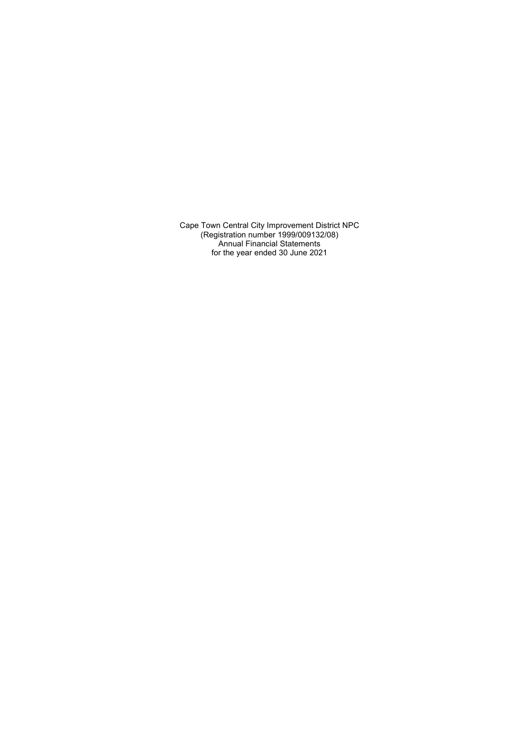Cape Town Central City Improvement District NPC
(Registration number 1999/009132/08)
Annual Financial Statements
for the year ended 30 June 2021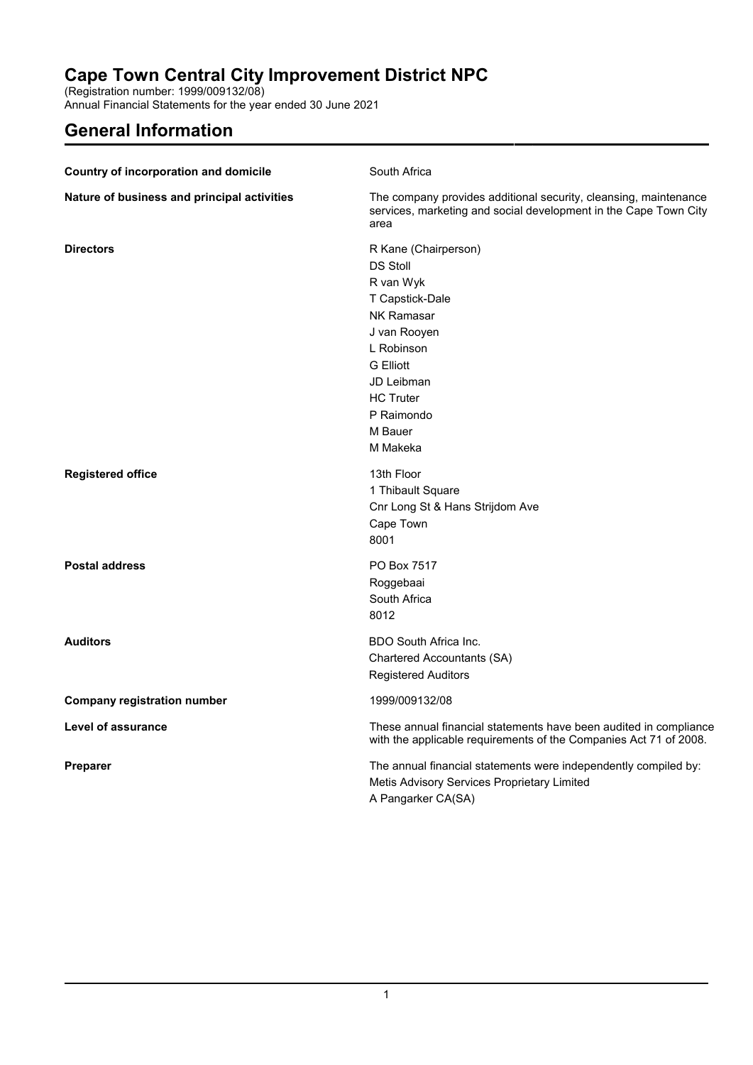# Cape Town Central City Improvement District NPC

(Registration number: 1999/009132/08)
Annual Financial Statements for the year ended 30 June 2021

## General Information

| | |
|---|---|
| **Country of incorporation and domicile** | South Africa |
| **Nature of business and principal activities** | The company provides additional security, cleansing, maintenance services, marketing and social development in the Cape Town City area |
| **Directors** | R Kane (Chairperson)<br>DS Stoll<br>R van Wyk<br>T Capstick-Dale<br>NK Ramasar<br>J van Rooyen<br>L Robinson<br>G Elliott<br>JD Leibman<br>HC Truter<br>P Raimondo<br>M Bauer<br>M Makeka |
| **Registered office** | 13th Floor<br>1 Thibault Square<br>Cnr Long St & Hans Strijdom Ave<br>Cape Town<br>8001 |
| **Postal address** | PO Box 7517<br>Roggebaai<br>South Africa<br>8012 |
| **Auditors** | BDO South Africa Inc.<br>Chartered Accountants (SA)<br>Registered Auditors |
| **Company registration number** | 1999/009132/08 |
| **Level of assurance** | These annual financial statements have been audited in compliance with the applicable requirements of the Companies Act 71 of 2008. |
| **Preparer** | The annual financial statements were independently compiled by:<br>Metis Advisory Services Proprietary Limited<br>A Pangarker CA(SA) |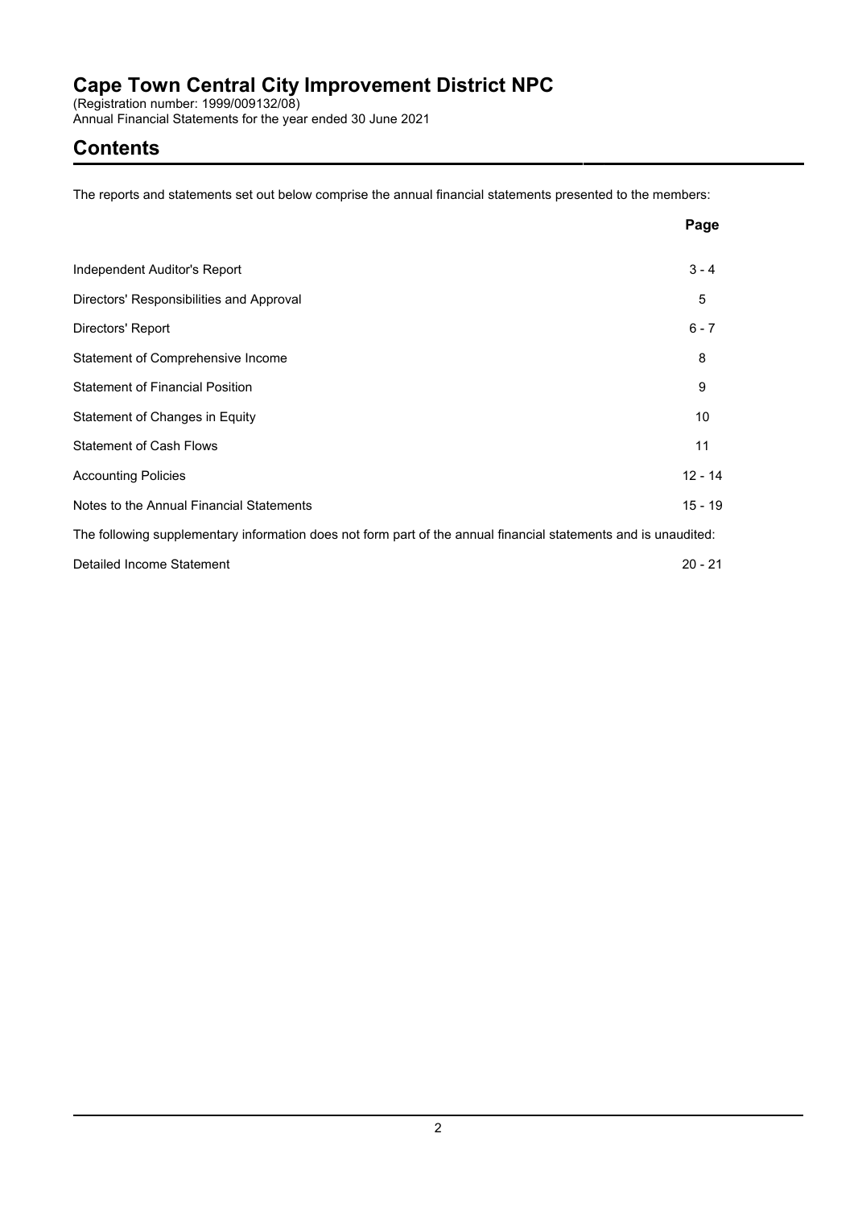# Cape Town Central City Improvement District NPC

(Registration number: 1999/009132/08)
Annual Financial Statements for the year ended 30 June 2021

## Contents

The reports and statements set out below comprise the annual financial statements presented to the members:

| | Page |
|---|---|
| Independent Auditor's Report | 3 - 4 |
| Directors' Responsibilities and Approval | 5 |
| Directors' Report | 6 - 7 |
| Statement of Comprehensive Income | 8 |
| Statement of Financial Position | 9 |
| Statement of Changes in Equity | 10 |
| Statement of Cash Flows | 11 |
| Accounting Policies | 12 - 14 |
| Notes to the Annual Financial Statements | 15 - 19 |

The following supplementary information does not form part of the annual financial statements and is unaudited:

| | |
|---|---|
| Detailed Income Statement | 20 - 21 |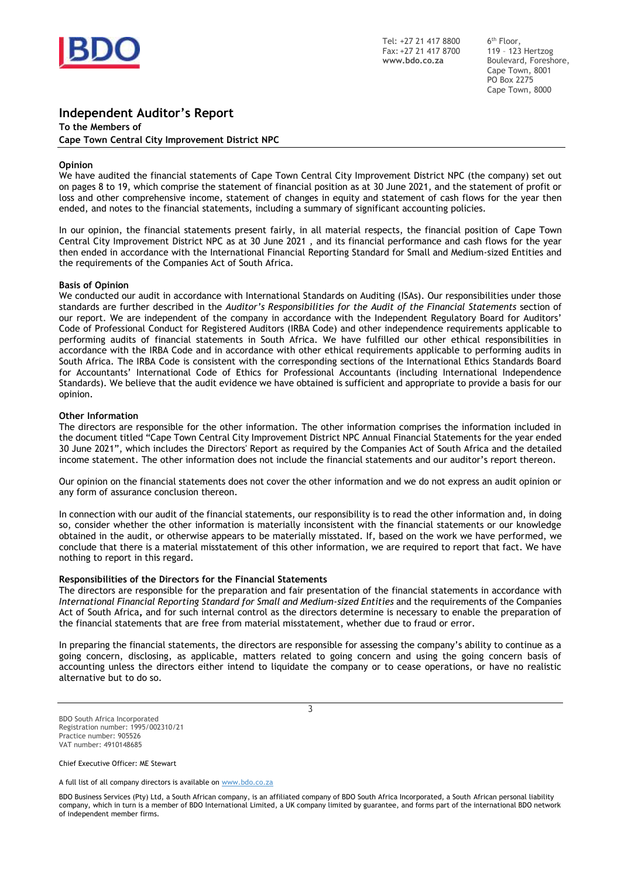Tel: +27 21 417 8800
Fax: +27 21 417 8700
**www.bdo.co.za**

6th Floor,
119 – 123 Hertzog
Boulevard, Foreshore,
Cape Town, 8001
PO Box 2275
Cape Town, 8000

# Independent Auditor's Report

**To the Members of**
**Cape Town Central City Improvement District NPC**

## Opinion

We have audited the financial statements of Cape Town Central City Improvement District NPC (the company) set out on pages 8 to 19, which comprise the statement of financial position as at 30 June 2021, and the statement of profit or loss and other comprehensive income, statement of changes in equity and statement of cash flows for the year then ended, and notes to the financial statements, including a summary of significant accounting policies.

In our opinion, the financial statements present fairly, in all material respects, the financial position of Cape Town Central City Improvement District NPC as at 30 June 2021 , and its financial performance and cash flows for the year then ended in accordance with the International Financial Reporting Standard for Small and Medium-sized Entities and the requirements of the Companies Act of South Africa.

## Basis of Opinion

We conducted our audit in accordance with International Standards on Auditing (ISAs). Our responsibilities under those standards are further described in the *Auditor's Responsibilities for the Audit of the Financial Statements* section of our report. We are independent of the company in accordance with the Independent Regulatory Board for Auditors' Code of Professional Conduct for Registered Auditors (IRBA Code) and other independence requirements applicable to performing audits of financial statements in South Africa. We have fulfilled our other ethical responsibilities in accordance with the IRBA Code and in accordance with other ethical requirements applicable to performing audits in South Africa. The IRBA Code is consistent with the corresponding sections of the International Ethics Standards Board for Accountants' International Code of Ethics for Professional Accountants (including International Independence Standards). We believe that the audit evidence we have obtained is sufficient and appropriate to provide a basis for our opinion.

## Other Information

The directors are responsible for the other information. The other information comprises the information included in the document titled "Cape Town Central City Improvement District NPC Annual Financial Statements for the year ended 30 June 2021", which includes the Directors' Report as required by the Companies Act of South Africa and the detailed income statement. The other information does not include the financial statements and our auditor's report thereon.

Our opinion on the financial statements does not cover the other information and we do not express an audit opinion or any form of assurance conclusion thereon.

In connection with our audit of the financial statements, our responsibility is to read the other information and, in doing so, consider whether the other information is materially inconsistent with the financial statements or our knowledge obtained in the audit, or otherwise appears to be materially misstated. If, based on the work we have performed, we conclude that there is a material misstatement of this other information, we are required to report that fact. We have nothing to report in this regard.

## Responsibilities of the Directors for the Financial Statements

The directors are responsible for the preparation and fair presentation of the financial statements in accordance with *International Financial Reporting Standard for Small and Medium-sized Entities* and the requirements of the Companies Act of South Africa**,** and for such internal control as the directors determine is necessary to enable the preparation of the financial statements that are free from material misstatement, whether due to fraud or error.

In preparing the financial statements, the directors are responsible for assessing the company's ability to continue as a going concern, disclosing, as applicable, matters related to going concern and using the going concern basis of accounting unless the directors either intend to liquidate the company or to cease operations, or have no realistic alternative but to do so.

BDO South Africa Incorporated
Registration number: 1995/002310/21
Practice number: 905526
VAT number: 4910148685

Chief Executive Officer: ME Stewart

A full list of all company directors is available on www.bdo.co.za

BDO Business Services (Pty) Ltd, a South African company, is an affiliated company of BDO South Africa Incorporated, a South African personal liability company, which in turn is a member of BDO International Limited, a UK company limited by guarantee, and forms part of the international BDO network of independent member firms.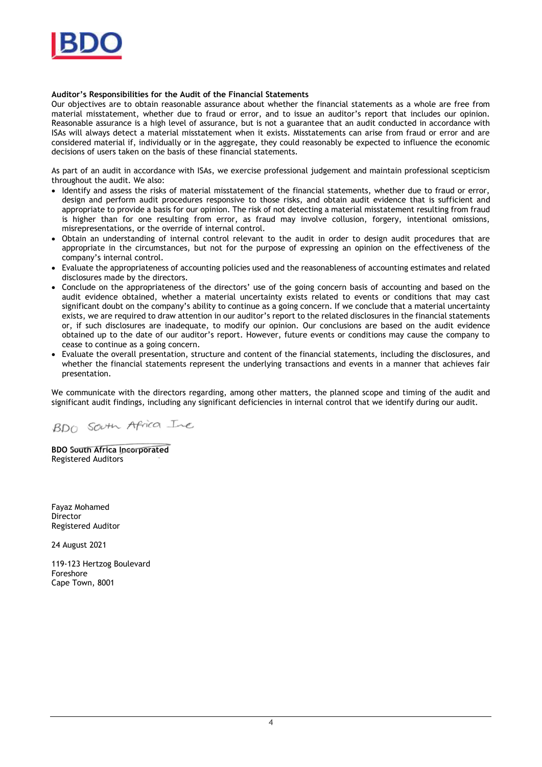**Auditor's Responsibilities for the Audit of the Financial Statements**

Our objectives are to obtain reasonable assurance about whether the financial statements as a whole are free from material misstatement, whether due to fraud or error, and to issue an auditor's report that includes our opinion. Reasonable assurance is a high level of assurance, but is not a guarantee that an audit conducted in accordance with ISAs will always detect a material misstatement when it exists. Misstatements can arise from fraud or error and are considered material if, individually or in the aggregate, they could reasonably be expected to influence the economic decisions of users taken on the basis of these financial statements.

As part of an audit in accordance with ISAs, we exercise professional judgement and maintain professional scepticism throughout the audit. We also:

- Identify and assess the risks of material misstatement of the financial statements, whether due to fraud or error, design and perform audit procedures responsive to those risks, and obtain audit evidence that is sufficient and appropriate to provide a basis for our opinion. The risk of not detecting a material misstatement resulting from fraud is higher than for one resulting from error, as fraud may involve collusion, forgery, intentional omissions, misrepresentations, or the override of internal control.
- Obtain an understanding of internal control relevant to the audit in order to design audit procedures that are appropriate in the circumstances, but not for the purpose of expressing an opinion on the effectiveness of the company's internal control.
- Evaluate the appropriateness of accounting policies used and the reasonableness of accounting estimates and related disclosures made by the directors.
- Conclude on the appropriateness of the directors' use of the going concern basis of accounting and based on the audit evidence obtained, whether a material uncertainty exists related to events or conditions that may cast significant doubt on the company's ability to continue as a going concern. If we conclude that a material uncertainty exists, we are required to draw attention in our auditor's report to the related disclosures in the financial statements or, if such disclosures are inadequate, to modify our opinion. Our conclusions are based on the audit evidence obtained up to the date of our auditor's report. However, future events or conditions may cause the company to cease to continue as a going concern.
- Evaluate the overall presentation, structure and content of the financial statements, including the disclosures, and whether the financial statements represent the underlying transactions and events in a manner that achieves fair presentation.

We communicate with the directors regarding, among other matters, the planned scope and timing of the audit and significant audit findings, including any significant deficiencies in internal control that we identify during our audit.

BDO South Africa Inc

**BDO South Africa Incorporated**
Registered Auditors

Fayaz Mohamed
Director
Registered Auditor

24 August 2021

119-123 Hertzog Boulevard
Foreshore
Cape Town, 8001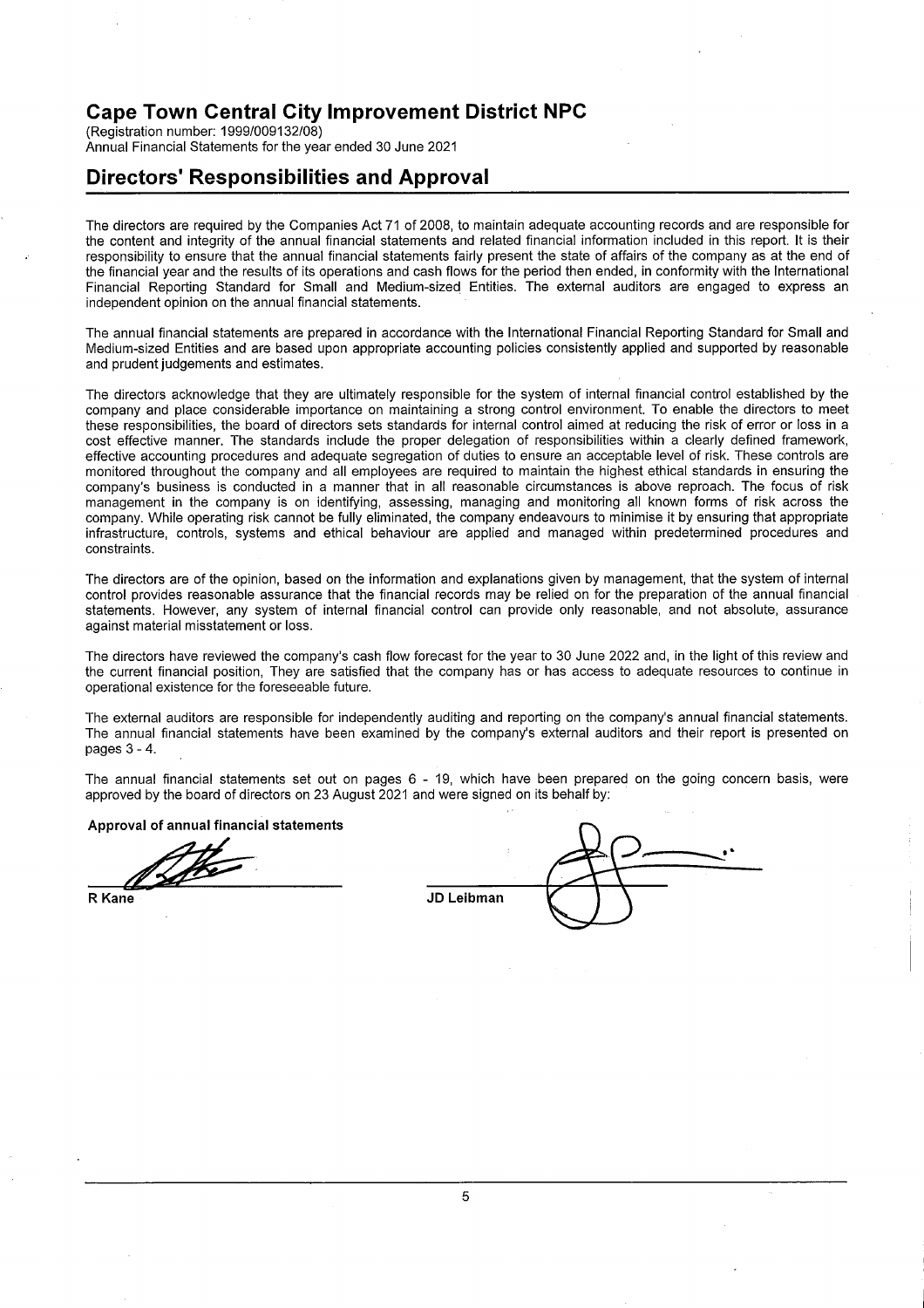# Cape Town Central City Improvement District NPC

(Registration number: 1999/009132/08)
Annual Financial Statements for the year ended 30 June 2021

## Directors' Responsibilities and Approval

The directors are required by the Companies Act 71 of 2008, to maintain adequate accounting records and are responsible for the content and integrity of the annual financial statements and related financial information included in this report. It is their responsibility to ensure that the annual financial statements fairly present the state of affairs of the company as at the end of the financial year and the results of its operations and cash flows for the period then ended, in conformity with the International Financial Reporting Standard for Small and Medium-sized Entities. The external auditors are engaged to express an independent opinion on the annual financial statements.

The annual financial statements are prepared in accordance with the International Financial Reporting Standard for Small and Medium-sized Entities and are based upon appropriate accounting policies consistently applied and supported by reasonable and prudent judgements and estimates.

The directors acknowledge that they are ultimately responsible for the system of internal financial control established by the company and place considerable importance on maintaining a strong control environment. To enable the directors to meet these responsibilities, the board of directors sets standards for internal control aimed at reducing the risk of error or loss in a cost effective manner. The standards include the proper delegation of responsibilities within a clearly defined framework, effective accounting procedures and adequate segregation of duties to ensure an acceptable level of risk. These controls are monitored throughout the company and all employees are required to maintain the highest ethical standards in ensuring the company's business is conducted in a manner that in all reasonable circumstances is above reproach. The focus of risk management in the company is on identifying, assessing, managing and monitoring all known forms of risk across the company. While operating risk cannot be fully eliminated, the company endeavours to minimise it by ensuring that appropriate infrastructure, controls, systems and ethical behaviour are applied and managed within predetermined procedures and constraints.

The directors are of the opinion, based on the information and explanations given by management, that the system of internal control provides reasonable assurance that the financial records may be relied on for the preparation of the annual financial statements. However, any system of internal financial control can provide only reasonable, and not absolute, assurance against material misstatement or loss.

The directors have reviewed the company's cash flow forecast for the year to 30 June 2022 and, in the light of this review and the current financial position, They are satisfied that the company has or has access to adequate resources to continue in operational existence for the foreseeable future.

The external auditors are responsible for independently auditing and reporting on the company's annual financial statements. The annual financial statements have been examined by the company's external auditors and their report is presented on pages 3 - 4.

The annual financial statements set out on pages 6 - 19, which have been prepared on the going concern basis, were approved by the board of directors on 23 August 2021 and were signed on its behalf by:

**Approval of annual financial statements**

| | |
|---|---|
| **R Kane** | **JD Leibman** |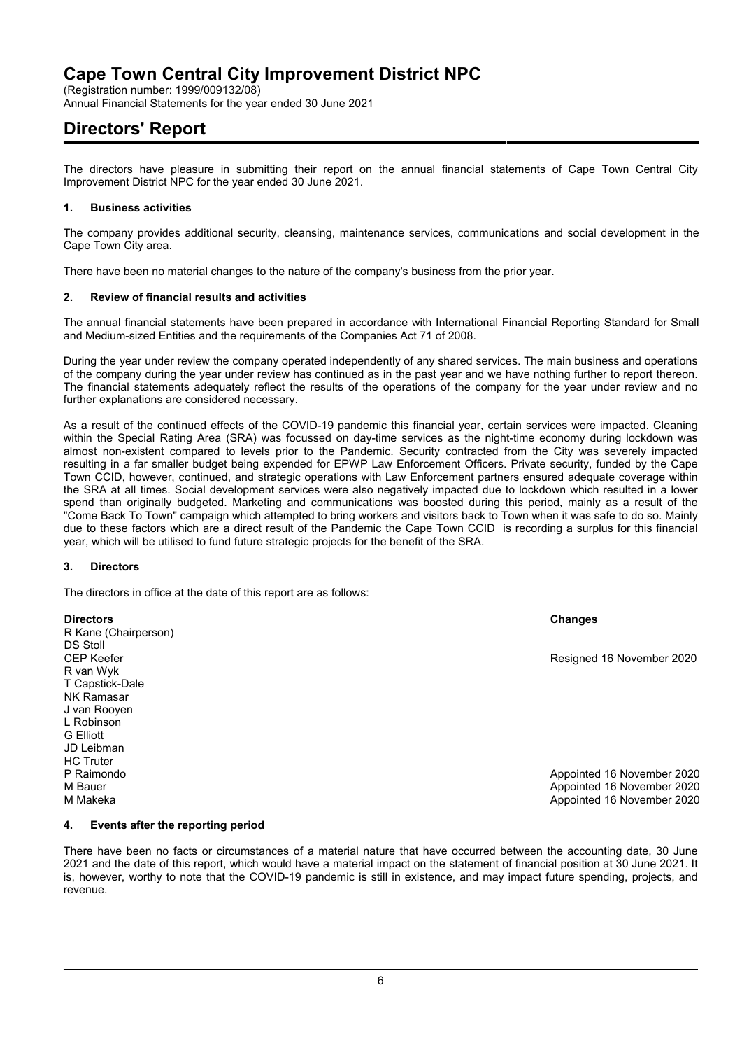# Cape Town Central City Improvement District NPC

(Registration number: 1999/009132/08)
Annual Financial Statements for the year ended 30 June 2021

## Directors' Report

The directors have pleasure in submitting their report on the annual financial statements of Cape Town Central City Improvement District NPC for the year ended 30 June 2021.

### 1. Business activities

The company provides additional security, cleansing, maintenance services, communications and social development in the Cape Town City area.

There have been no material changes to the nature of the company's business from the prior year.

### 2. Review of financial results and activities

The annual financial statements have been prepared in accordance with International Financial Reporting Standard for Small and Medium-sized Entities and the requirements of the Companies Act 71 of 2008.

During the year under review the company operated independently of any shared services. The main business and operations of the company during the year under review has continued as in the past year and we have nothing further to report thereon. The financial statements adequately reflect the results of the operations of the company for the year under review and no further explanations are considered necessary.

As a result of the continued effects of the COVID-19 pandemic this financial year, certain services were impacted. Cleaning within the Special Rating Area (SRA) was focussed on day-time services as the night-time economy during lockdown was almost non-existent compared to levels prior to the Pandemic. Security contracted from the City was severely impacted resulting in a far smaller budget being expended for EPWP Law Enforcement Officers. Private security, funded by the Cape Town CCID, however, continued, and strategic operations with Law Enforcement partners ensured adequate coverage within the SRA at all times. Social development services were also negatively impacted due to lockdown which resulted in a lower spend than originally budgeted. Marketing and communications was boosted during this period, mainly as a result of the "Come Back To Town" campaign which attempted to bring workers and visitors back to Town when it was safe to do so. Mainly due to these factors which are a direct result of the Pandemic the Cape Town CCID is recording a surplus for this financial year, which will be utilised to fund future strategic projects for the benefit of the SRA.

### 3. Directors

The directors in office at the date of this report are as follows:

| Directors | Changes |
|---|---|
| R Kane (Chairperson) | |
| DS Stoll | |
| CEP Keefer | Resigned 16 November 2020 |
| R van Wyk | |
| T Capstick-Dale | |
| NK Ramasar | |
| J van Rooyen | |
| L Robinson | |
| G Elliott | |
| JD Leibman | |
| HC Truter | |
| P Raimondo | Appointed 16 November 2020 |
| M Bauer | Appointed 16 November 2020 |
| M Makeka | Appointed 16 November 2020 |

### 4. Events after the reporting period

There have been no facts or circumstances of a material nature that have occurred between the accounting date, 30 June 2021 and the date of this report, which would have a material impact on the statement of financial position at 30 June 2021. It is, however, worthy to note that the COVID-19 pandemic is still in existence, and may impact future spending, projects, and revenue.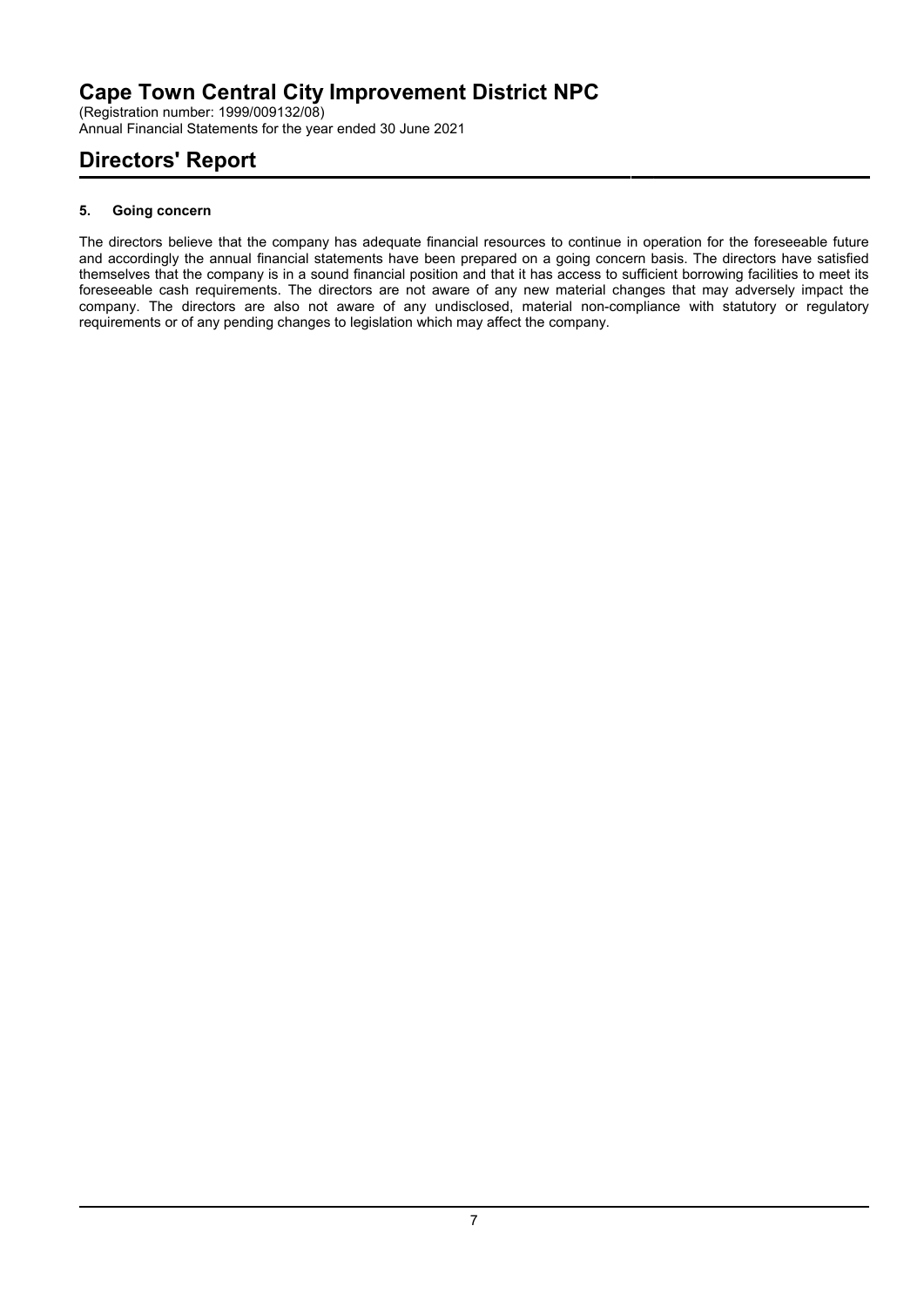# Cape Town Central City Improvement District NPC

(Registration number: 1999/009132/08)
Annual Financial Statements for the year ended 30 June 2021

## Directors' Report

### 5. Going concern

The directors believe that the company has adequate financial resources to continue in operation for the foreseeable future and accordingly the annual financial statements have been prepared on a going concern basis. The directors have satisfied themselves that the company is in a sound financial position and that it has access to sufficient borrowing facilities to meet its foreseeable cash requirements. The directors are not aware of any new material changes that may adversely impact the company. The directors are also not aware of any undisclosed, material non-compliance with statutory or regulatory requirements or of any pending changes to legislation which may affect the company.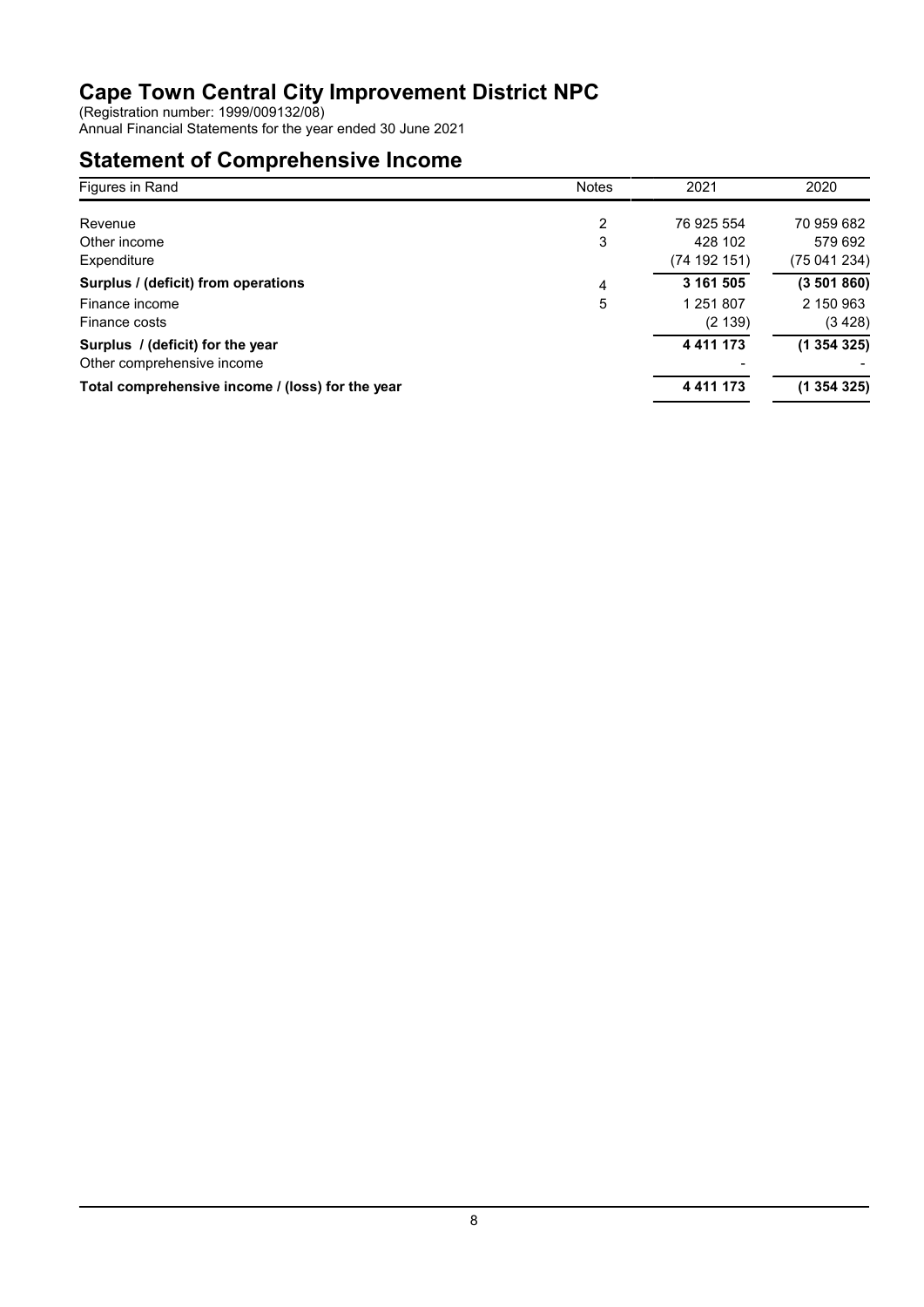# Cape Town Central City Improvement District NPC

(Registration number: 1999/009132/08)
Annual Financial Statements for the year ended 30 June 2021

## Statement of Comprehensive Income

| Figures in Rand | Notes | 2021 | 2020 |
|---|---|---|---|
| Revenue | 2 | 76 925 554 | 70 959 682 |
| Other income | 3 | 428 102 | 579 692 |
| Expenditure | | (74 192 151) | (75 041 234) |
| **Surplus / (deficit) from operations** | 4 | **3 161 505** | **(3 501 860)** |
| Finance income | 5 | 1 251 807 | 2 150 963 |
| Finance costs | | (2 139) | (3 428) |
| **Surplus / (deficit) for the year** | | **4 411 173** | **(1 354 325)** |
| Other comprehensive income | | - | - |
| **Total comprehensive income / (loss) for the year** | | **4 411 173** | **(1 354 325)** |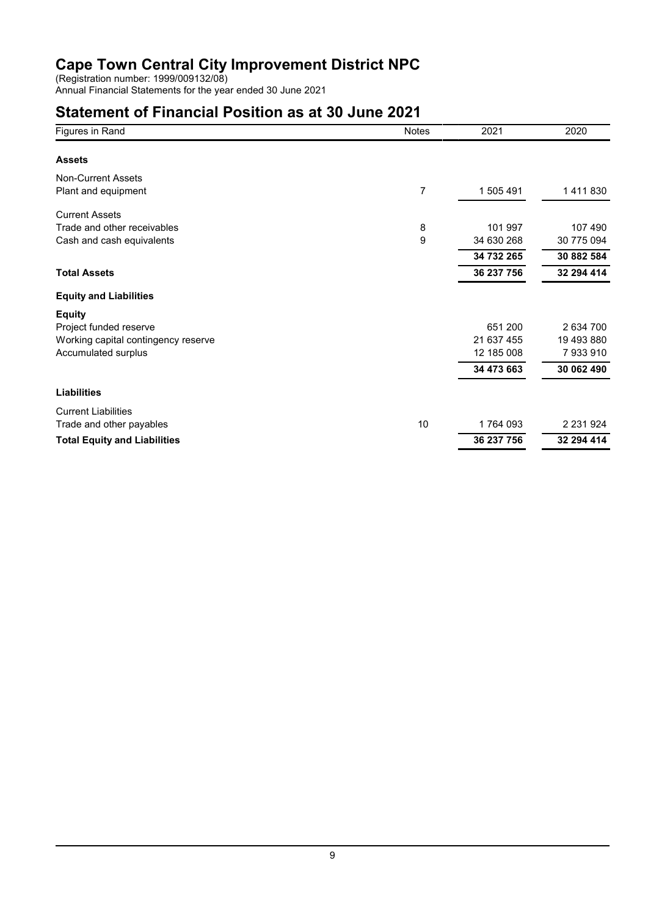# Cape Town Central City Improvement District NPC

(Registration number: 1999/009132/08)
Annual Financial Statements for the year ended 30 June 2021

## Statement of Financial Position as at 30 June 2021

| Figures in Rand | Notes | 2021 | 2020 |
|---|---|---|---|
| **Assets** | | | |
| Non-Current Assets | | | |
| Plant and equipment | 7 | 1 505 491 | 1 411 830 |
| Current Assets | | | |
| Trade and other receivables | 8 | 101 997 | 107 490 |
| Cash and cash equivalents | 9 | 34 630 268 | 30 775 094 |
| | | **34 732 265** | **30 882 584** |
| **Total Assets** | | **36 237 756** | **32 294 414** |
| **Equity and Liabilities** | | | |
| **Equity** | | | |
| Project funded reserve | | 651 200 | 2 634 700 |
| Working capital contingency reserve | | 21 637 455 | 19 493 880 |
| Accumulated surplus | | 12 185 008 | 7 933 910 |
| | | **34 473 663** | **30 062 490** |
| **Liabilities** | | | |
| Current Liabilities | | | |
| Trade and other payables | 10 | 1 764 093 | 2 231 924 |
| **Total Equity and Liabilities** | | **36 237 756** | **32 294 414** |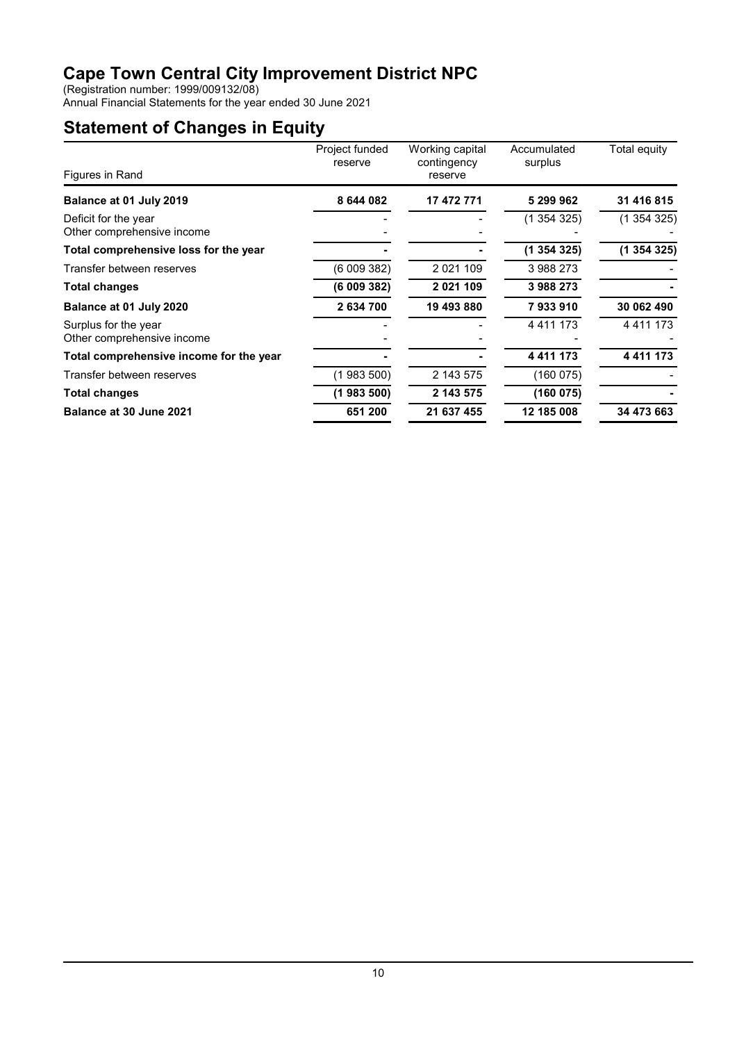# Cape Town Central City Improvement District NPC

(Registration number: 1999/009132/08)
Annual Financial Statements for the year ended 30 June 2021

## Statement of Changes in Equity

| Figures in Rand | Project funded reserve | Working capital contingency reserve | Accumulated surplus | Total equity |
|---|---|---|---|---|
| **Balance at 01 July 2019** | **8 644 082** | **17 472 771** | **5 299 962** | **31 416 815** |
| Deficit for the year | - | - | (1 354 325) | (1 354 325) |
| Other comprehensive income | - | - | - | - |
| **Total comprehensive loss for the year** | **-** | **-** | **(1 354 325)** | **(1 354 325)** |
| Transfer between reserves | (6 009 382) | 2 021 109 | 3 988 273 | - |
| **Total changes** | **(6 009 382)** | **2 021 109** | **3 988 273** | **-** |
| **Balance at 01 July 2020** | **2 634 700** | **19 493 880** | **7 933 910** | **30 062 490** |
| Surplus for the year | - | - | 4 411 173 | 4 411 173 |
| Other comprehensive income | - | - | - | - |
| **Total comprehensive income for the year** | **-** | **-** | **4 411 173** | **4 411 173** |
| Transfer between reserves | (1 983 500) | 2 143 575 | (160 075) | - |
| **Total changes** | **(1 983 500)** | **2 143 575** | **(160 075)** | **-** |
| **Balance at 30 June 2021** | **651 200** | **21 637 455** | **12 185 008** | **34 473 663** |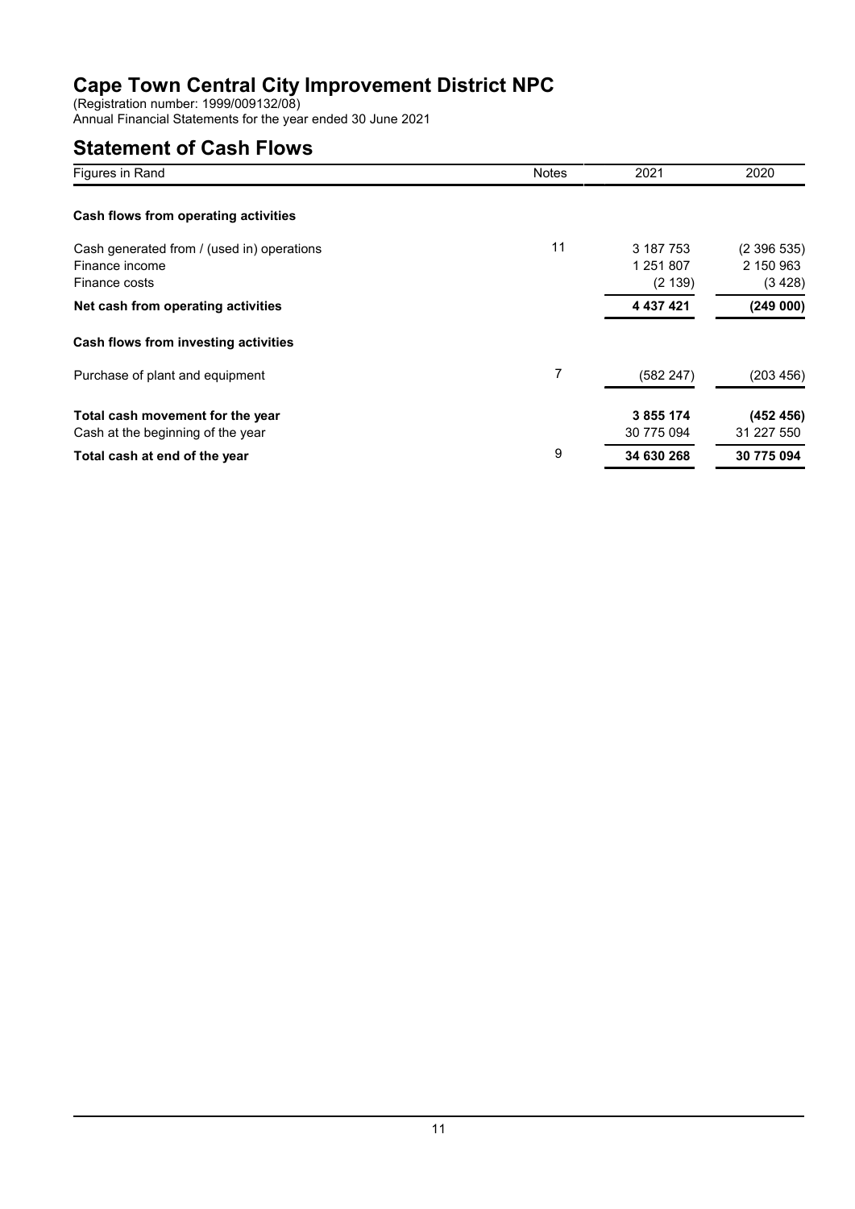# Cape Town Central City Improvement District NPC

(Registration number: 1999/009132/08)
Annual Financial Statements for the year ended 30 June 2021

## Statement of Cash Flows

| Figures in Rand | Notes | 2021 | 2020 |
|---|---|---|---|
| **Cash flows from operating activities** | | | |
| Cash generated from / (used in) operations | 11 | 3 187 753 | (2 396 535) |
| Finance income | | 1 251 807 | 2 150 963 |
| Finance costs | | (2 139) | (3 428) |
| **Net cash from operating activities** | | **4 437 421** | **(249 000)** |
| **Cash flows from investing activities** | | | |
| Purchase of plant and equipment | 7 | (582 247) | (203 456) |
| **Total cash movement for the year** | | **3 855 174** | **(452 456)** |
| Cash at the beginning of the year | | 30 775 094 | 31 227 550 |
| **Total cash at end of the year** | 9 | **34 630 268** | **30 775 094** |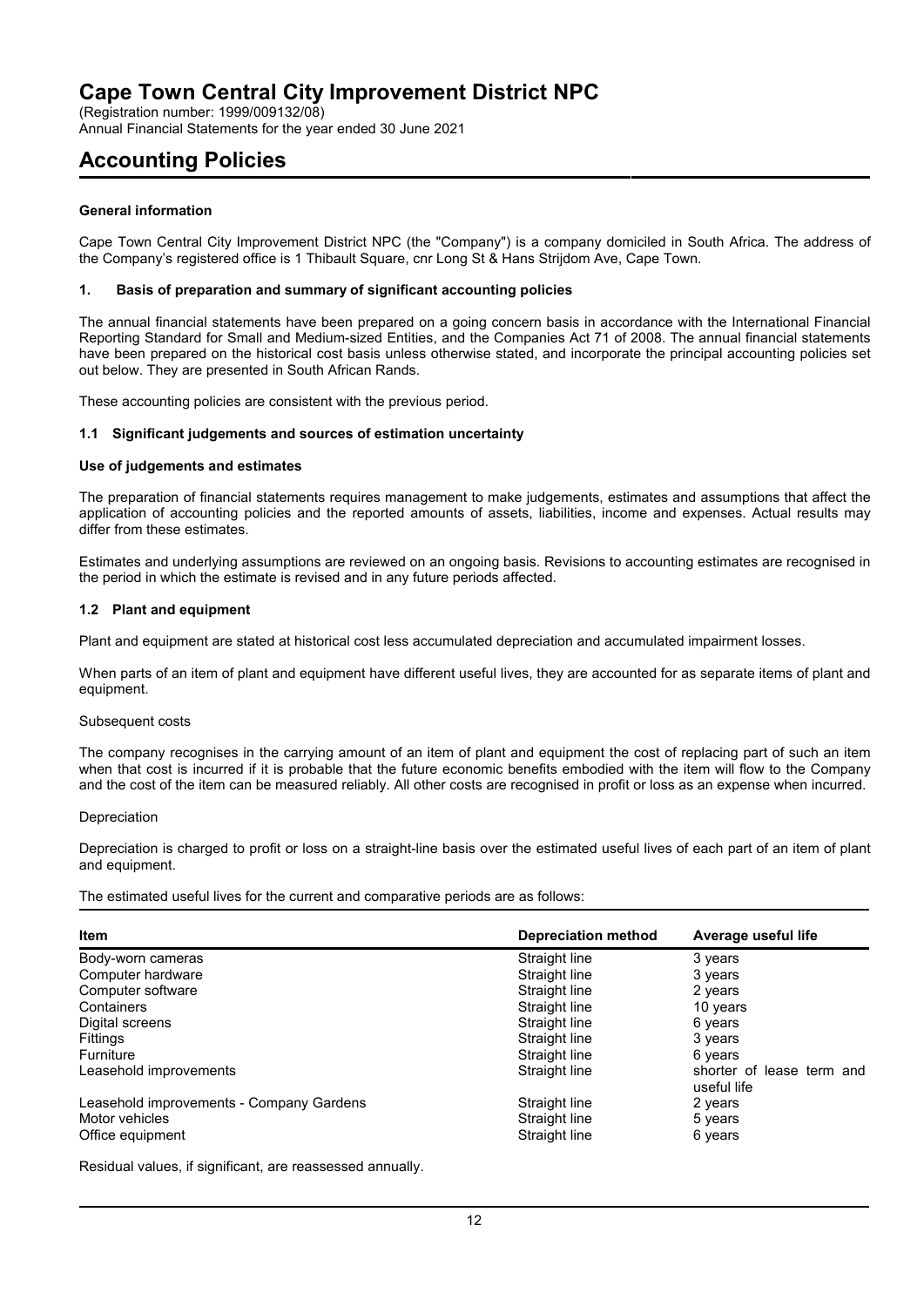# Cape Town Central City Improvement District NPC

(Registration number: 1999/009132/08)
Annual Financial Statements for the year ended 30 June 2021

## Accounting Policies

**General information**

Cape Town Central City Improvement District NPC (the "Company") is a company domiciled in South Africa. The address of the Company's registered office is 1 Thibault Square, cnr Long St & Hans Strijdom Ave, Cape Town.

### 1. Basis of preparation and summary of significant accounting policies

The annual financial statements have been prepared on a going concern basis in accordance with the International Financial Reporting Standard for Small and Medium-sized Entities, and the Companies Act 71 of 2008. The annual financial statements have been prepared on the historical cost basis unless otherwise stated, and incorporate the principal accounting policies set out below. They are presented in South African Rands.

These accounting policies are consistent with the previous period.

### 1.1 Significant judgements and sources of estimation uncertainty

**Use of judgements and estimates**

The preparation of financial statements requires management to make judgements, estimates and assumptions that affect the application of accounting policies and the reported amounts of assets, liabilities, income and expenses. Actual results may differ from these estimates.

Estimates and underlying assumptions are reviewed on an ongoing basis. Revisions to accounting estimates are recognised in the period in which the estimate is revised and in any future periods affected.

### 1.2 Plant and equipment

Plant and equipment are stated at historical cost less accumulated depreciation and accumulated impairment losses.

When parts of an item of plant and equipment have different useful lives, they are accounted for as separate items of plant and equipment.

Subsequent costs

The company recognises in the carrying amount of an item of plant and equipment the cost of replacing part of such an item when that cost is incurred if it is probable that the future economic benefits embodied with the item will flow to the Company and the cost of the item can be measured reliably. All other costs are recognised in profit or loss as an expense when incurred.

Depreciation

Depreciation is charged to profit or loss on a straight-line basis over the estimated useful lives of each part of an item of plant and equipment.

The estimated useful lives for the current and comparative periods are as follows:

| Item | Depreciation method | Average useful life |
|---|---|---|
| Body-worn cameras | Straight line | 3 years |
| Computer hardware | Straight line | 3 years |
| Computer software | Straight line | 2 years |
| Containers | Straight line | 10 years |
| Digital screens | Straight line | 6 years |
| Fittings | Straight line | 3 years |
| Furniture | Straight line | 6 years |
| Leasehold improvements | Straight line | shorter of lease term and useful life |
| Leasehold improvements - Company Gardens | Straight line | 2 years |
| Motor vehicles | Straight line | 5 years |
| Office equipment | Straight line | 6 years |

Residual values, if significant, are reassessed annually.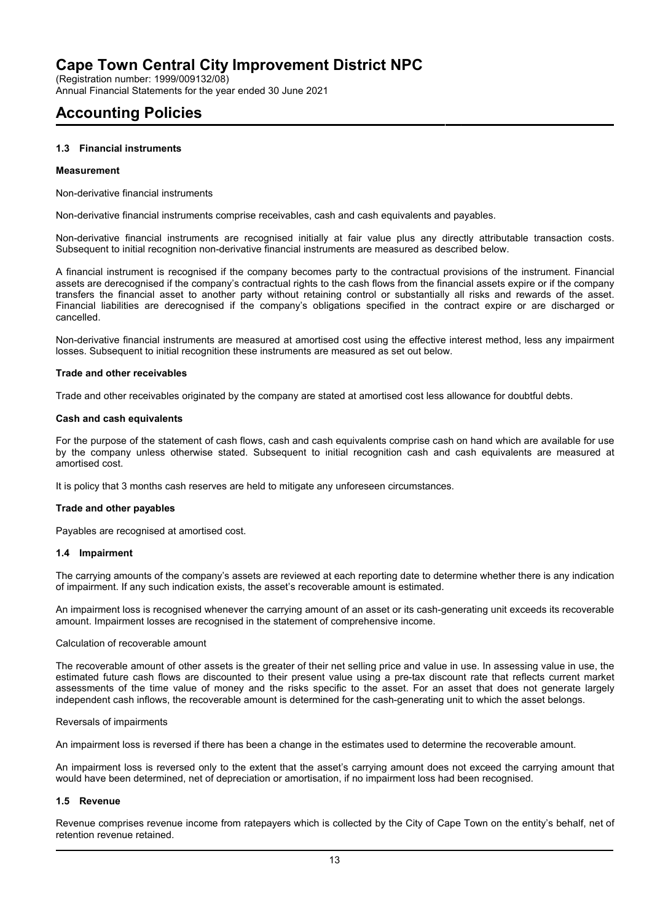# Cape Town Central City Improvement District NPC

(Registration number: 1999/009132/08)
Annual Financial Statements for the year ended 30 June 2021

## Accounting Policies

### 1.3 Financial instruments

**Measurement**

Non-derivative financial instruments

Non-derivative financial instruments comprise receivables, cash and cash equivalents and payables.

Non-derivative financial instruments are recognised initially at fair value plus any directly attributable transaction costs. Subsequent to initial recognition non-derivative financial instruments are measured as described below.

A financial instrument is recognised if the company becomes party to the contractual provisions of the instrument. Financial assets are derecognised if the company's contractual rights to the cash flows from the financial assets expire or if the company transfers the financial asset to another party without retaining control or substantially all risks and rewards of the asset. Financial liabilities are derecognised if the company's obligations specified in the contract expire or are discharged or cancelled.

Non-derivative financial instruments are measured at amortised cost using the effective interest method, less any impairment losses. Subsequent to initial recognition these instruments are measured as set out below.

**Trade and other receivables**

Trade and other receivables originated by the company are stated at amortised cost less allowance for doubtful debts.

**Cash and cash equivalents**

For the purpose of the statement of cash flows, cash and cash equivalents comprise cash on hand which are available for use by the company unless otherwise stated. Subsequent to initial recognition cash and cash equivalents are measured at amortised cost.

It is policy that 3 months cash reserves are held to mitigate any unforeseen circumstances.

**Trade and other payables**

Payables are recognised at amortised cost.

### 1.4 Impairment

The carrying amounts of the company's assets are reviewed at each reporting date to determine whether there is any indication of impairment. If any such indication exists, the asset's recoverable amount is estimated.

An impairment loss is recognised whenever the carrying amount of an asset or its cash-generating unit exceeds its recoverable amount. Impairment losses are recognised in the statement of comprehensive income.

Calculation of recoverable amount

The recoverable amount of other assets is the greater of their net selling price and value in use. In assessing value in use, the estimated future cash flows are discounted to their present value using a pre-tax discount rate that reflects current market assessments of the time value of money and the risks specific to the asset. For an asset that does not generate largely independent cash inflows, the recoverable amount is determined for the cash-generating unit to which the asset belongs.

Reversals of impairments

An impairment loss is reversed if there has been a change in the estimates used to determine the recoverable amount.

An impairment loss is reversed only to the extent that the asset's carrying amount does not exceed the carrying amount that would have been determined, net of depreciation or amortisation, if no impairment loss had been recognised.

### 1.5 Revenue

Revenue comprises revenue income from ratepayers which is collected by the City of Cape Town on the entity's behalf, net of retention revenue retained.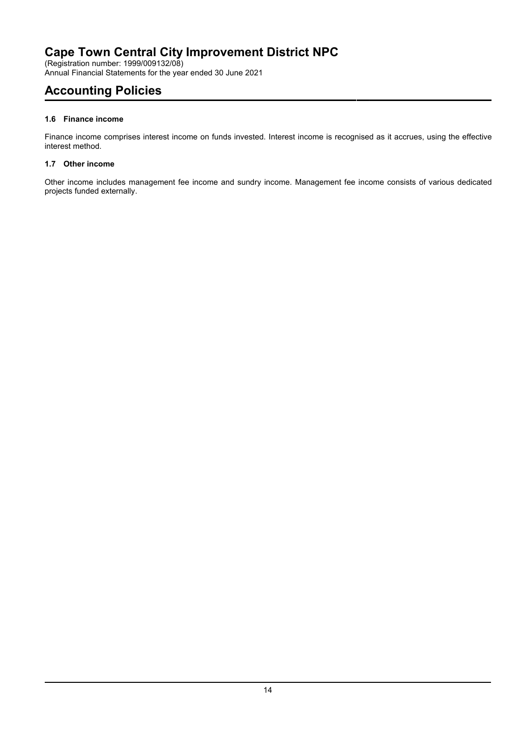# Cape Town Central City Improvement District NPC

(Registration number: 1999/009132/08)
Annual Financial Statements for the year ended 30 June 2021

## Accounting Policies

### 1.6 Finance income

Finance income comprises interest income on funds invested. Interest income is recognised as it accrues, using the effective interest method.

### 1.7 Other income

Other income includes management fee income and sundry income. Management fee income consists of various dedicated projects funded externally.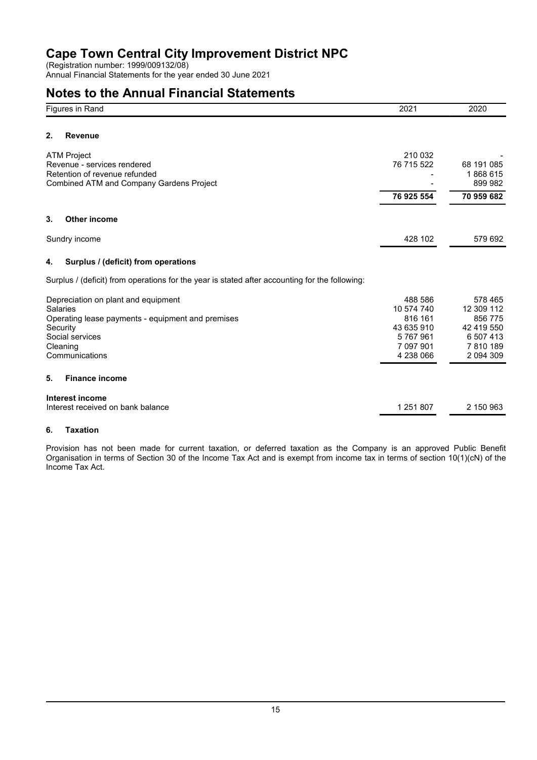# Cape Town Central City Improvement District NPC

(Registration number: 1999/009132/08)
Annual Financial Statements for the year ended 30 June 2021

## Notes to the Annual Financial Statements

| Figures in Rand | 2021 | 2020 |
|---|---|---|

### 2. Revenue

| | 2021 | 2020 |
|---|---|---|
| ATM Project | 210 032 | - |
| Revenue - services rendered | 76 715 522 | 68 191 085 |
| Retention of revenue refunded | - | 1 868 615 |
| Combined ATM and Company Gardens Project | - | 899 982 |
| | **76 925 554** | **70 959 682** |

### 3. Other income

| | 2021 | 2020 |
|---|---|---|
| Sundry income | 428 102 | 579 692 |

### 4. Surplus / (deficit) from operations

Surplus / (deficit) from operations for the year is stated after accounting for the following:

| | 2021 | 2020 |
|---|---|---|
| Depreciation on plant and equipment | 488 586 | 578 465 |
| Salaries | 10 574 740 | 12 309 112 |
| Operating lease payments - equipment and premises | 816 161 | 856 775 |
| Security | 43 635 910 | 42 419 550 |
| Social services | 5 767 961 | 6 507 413 |
| Cleaning | 7 097 901 | 7 810 189 |
| Communications | 4 238 066 | 2 094 309 |

### 5. Finance income

| | 2021 | 2020 |
|---|---|---|
| **Interest income** | | |
| Interest received on bank balance | 1 251 807 | 2 150 963 |

### 6. Taxation

Provision has not been made for current taxation, or deferred taxation as the Company is an approved Public Benefit Organisation in terms of Section 30 of the Income Tax Act and is exempt from income tax in terms of section 10(1)(cN) of the Income Tax Act.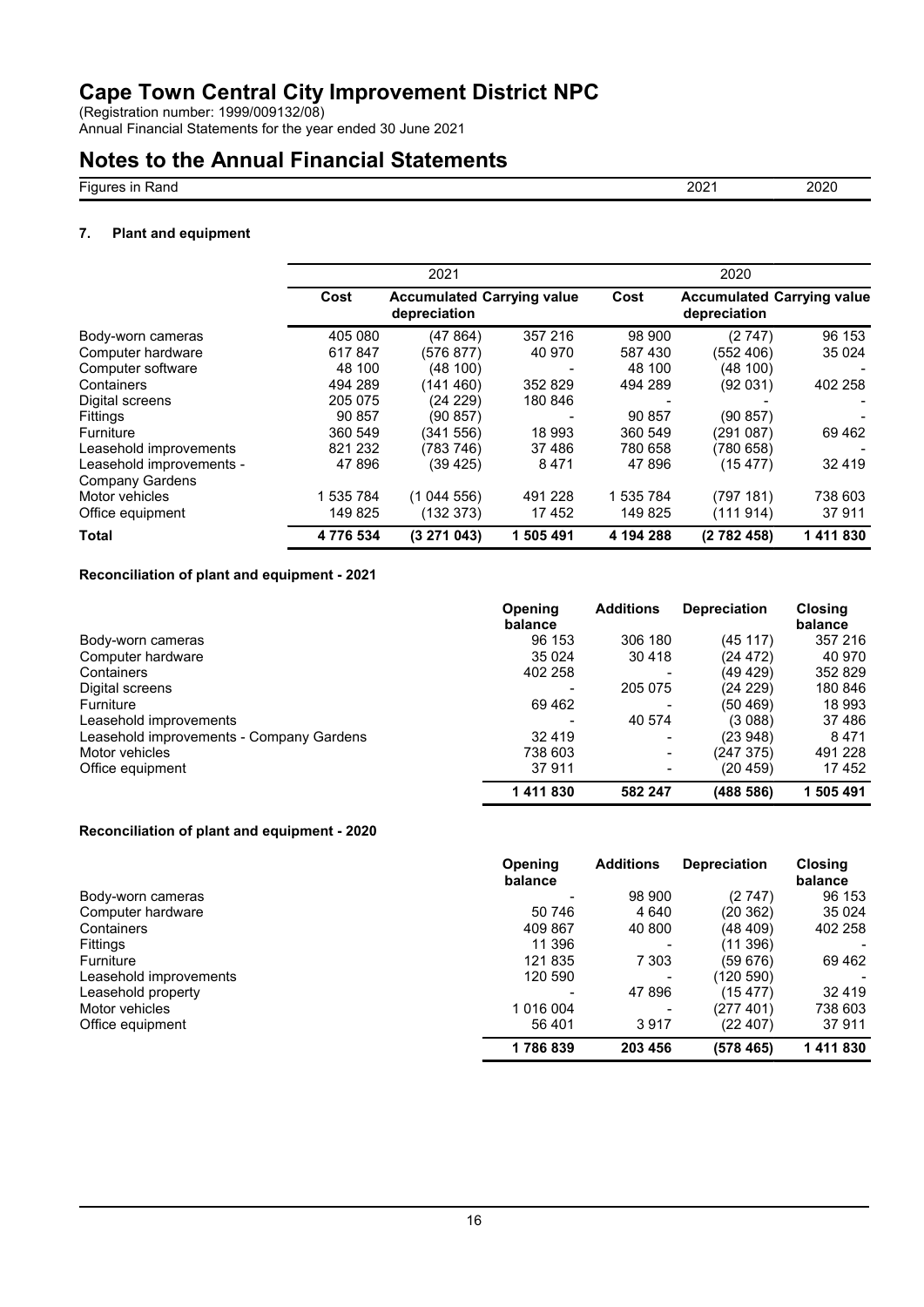# Cape Town Central City Improvement District NPC

(Registration number: 1999/009132/08)
Annual Financial Statements for the year ended 30 June 2021

## Notes to the Annual Financial Statements

| Figures in Rand | 2021 | 2020 |
|---|---|---|

### 7. Plant and equipment

| | 2021 | | | 2020 | | |
|---|---|---|---|---|---|---|
| | Cost | Accumulated depreciation | Carrying value | Cost | Accumulated depreciation | Carrying value |
| Body-worn cameras | 405 080 | (47 864) | 357 216 | 98 900 | (2 747) | 96 153 |
| Computer hardware | 617 847 | (576 877) | 40 970 | 587 430 | (552 406) | 35 024 |
| Computer software | 48 100 | (48 100) | - | 48 100 | (48 100) | - |
| Containers | 494 289 | (141 460) | 352 829 | 494 289 | (92 031) | 402 258 |
| Digital screens | 205 075 | (24 229) | 180 846 | - | - | - |
| Fittings | 90 857 | (90 857) | - | 90 857 | (90 857) | - |
| Furniture | 360 549 | (341 556) | 18 993 | 360 549 | (291 087) | 69 462 |
| Leasehold improvements | 821 232 | (783 746) | 37 486 | 780 658 | (780 658) | - |
| Leasehold improvements - Company Gardens | 47 896 | (39 425) | 8 471 | 47 896 | (15 477) | 32 419 |
| Motor vehicles | 1 535 784 | (1 044 556) | 491 228 | 1 535 784 | (797 181) | 738 603 |
| Office equipment | 149 825 | (132 373) | 17 452 | 149 825 | (111 914) | 37 911 |
| **Total** | **4 776 534** | **(3 271 043)** | **1 505 491** | **4 194 288** | **(2 782 458)** | **1 411 830** |

#### Reconciliation of plant and equipment - 2021

| | Opening balance | Additions | Depreciation | Closing balance |
|---|---|---|---|---|
| Body-worn cameras | 96 153 | 306 180 | (45 117) | 357 216 |
| Computer hardware | 35 024 | 30 418 | (24 472) | 40 970 |
| Containers | 402 258 | - | (49 429) | 352 829 |
| Digital screens | - | 205 075 | (24 229) | 180 846 |
| Furniture | 69 462 | - | (50 469) | 18 993 |
| Leasehold improvements | - | 40 574 | (3 088) | 37 486 |
| Leasehold improvements - Company Gardens | 32 419 | - | (23 948) | 8 471 |
| Motor vehicles | 738 603 | - | (247 375) | 491 228 |
| Office equipment | 37 911 | - | (20 459) | 17 452 |
| | **1 411 830** | **582 247** | **(488 586)** | **1 505 491** |

#### Reconciliation of plant and equipment - 2020

| | Opening balance | Additions | Depreciation | Closing balance |
|---|---|---|---|---|
| Body-worn cameras | - | 98 900 | (2 747) | 96 153 |
| Computer hardware | 50 746 | 4 640 | (20 362) | 35 024 |
| Containers | 409 867 | 40 800 | (48 409) | 402 258 |
| Fittings | 11 396 | - | (11 396) | - |
| Furniture | 121 835 | 7 303 | (59 676) | 69 462 |
| Leasehold improvements | 120 590 | - | (120 590) | - |
| Leasehold property | - | 47 896 | (15 477) | 32 419 |
| Motor vehicles | 1 016 004 | - | (277 401) | 738 603 |
| Office equipment | 56 401 | 3 917 | (22 407) | 37 911 |
| | **1 786 839** | **203 456** | **(578 465)** | **1 411 830** |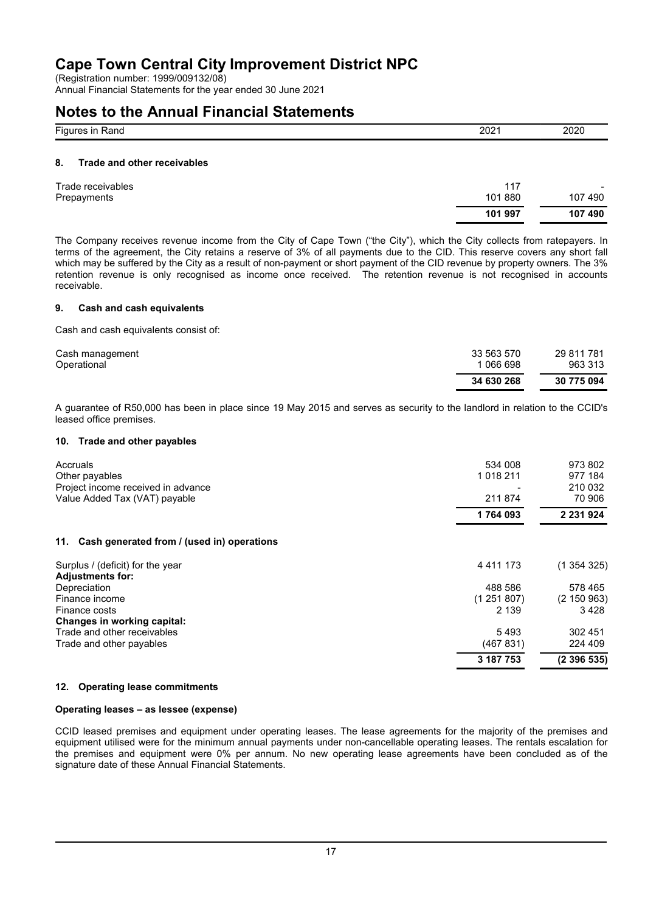# Cape Town Central City Improvement District NPC

(Registration number: 1999/009132/08)
Annual Financial Statements for the year ended 30 June 2021

# Notes to the Annual Financial Statements

| Figures in Rand | 2021 | 2020 |
|---|---|---|

### 8. Trade and other receivables

| | 2021 | 2020 |
|---|---|---|
| Trade receivables | 117 | - |
| Prepayments | 101 880 | 107 490 |
| | **101 997** | **107 490** |

The Company receives revenue income from the City of Cape Town ("the City"), which the City collects from ratepayers. In terms of the agreement, the City retains a reserve of 3% of all payments due to the CID. This reserve covers any short fall which may be suffered by the City as a result of non-payment or short payment of the CID revenue by property owners. The 3% retention revenue is only recognised as income once received. The retention revenue is not recognised in accounts receivable.

### 9. Cash and cash equivalents

Cash and cash equivalents consist of:

| | 2021 | 2020 |
|---|---|---|
| Cash management | 33 563 570 | 29 811 781 |
| Operational | 1 066 698 | 963 313 |
| | **34 630 268** | **30 775 094** |

A guarantee of R50,000 has been in place since 19 May 2015 and serves as security to the landlord in relation to the CCID's leased office premises.

### 10. Trade and other payables

| | 2021 | 2020 |
|---|---|---|
| Accruals | 534 008 | 973 802 |
| Other payables | 1 018 211 | 977 184 |
| Project income received in advance | - | 210 032 |
| Value Added Tax (VAT) payable | 211 874 | 70 906 |
| | **1 764 093** | **2 231 924** |

### 11. Cash generated from / (used in) operations

| | 2021 | 2020 |
|---|---|---|
| Surplus / (deficit) for the year | 4 411 173 | (1 354 325) |
| **Adjustments for:** | | |
| Depreciation | 488 586 | 578 465 |
| Finance income | (1 251 807) | (2 150 963) |
| Finance costs | 2 139 | 3 428 |
| **Changes in working capital:** | | |
| Trade and other receivables | 5 493 | 302 451 |
| Trade and other payables | (467 831) | 224 409 |
| | **3 187 753** | **(2 396 535)** |

### 12. Operating lease commitments

**Operating leases – as lessee (expense)**

CCID leased premises and equipment under operating leases. The lease agreements for the majority of the premises and equipment utilised were for the minimum annual payments under non-cancellable operating leases. The rentals escalation for the premises and equipment were 0% per annum. No new operating lease agreements have been concluded as of the signature date of these Annual Financial Statements.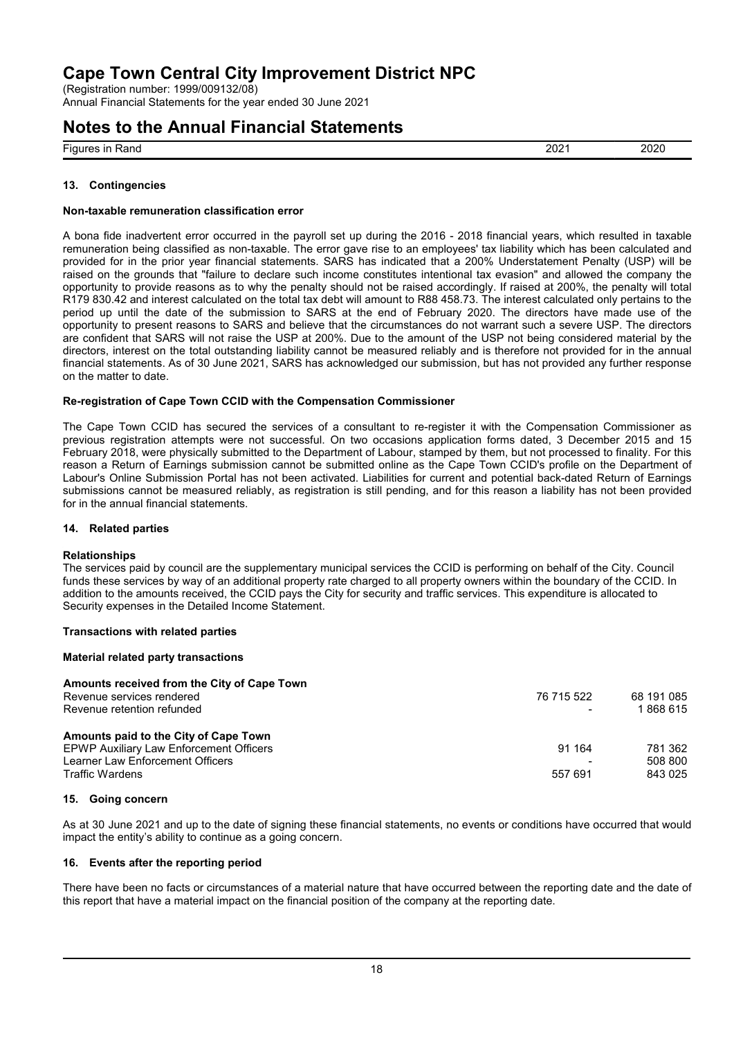# Cape Town Central City Improvement District NPC

(Registration number: 1999/009132/08)
Annual Financial Statements for the year ended 30 June 2021

# Notes to the Annual Financial Statements

| Figures in Rand | 2021 | 2020 |
|---|---|---|

### 13. Contingencies

**Non-taxable remuneration classification error**

A bona fide inadvertent error occurred in the payroll set up during the 2016 - 2018 financial years, which resulted in taxable remuneration being classified as non-taxable. The error gave rise to an employees' tax liability which has been calculated and provided for in the prior year financial statements. SARS has indicated that a 200% Understatement Penalty (USP) will be raised on the grounds that "failure to declare such income constitutes intentional tax evasion" and allowed the company the opportunity to provide reasons as to why the penalty should not be raised accordingly. If raised at 200%, the penalty will total R179 830.42 and interest calculated on the total tax debt will amount to R88 458.73. The interest calculated only pertains to the period up until the date of the submission to SARS at the end of February 2020. The directors have made use of the opportunity to present reasons to SARS and believe that the circumstances do not warrant such a severe USP. The directors are confident that SARS will not raise the USP at 200%. Due to the amount of the USP not being considered material by the directors, interest on the total outstanding liability cannot be measured reliably and is therefore not provided for in the annual financial statements. As of 30 June 2021, SARS has acknowledged our submission, but has not provided any further response on the matter to date.

**Re-registration of Cape Town CCID with the Compensation Commissioner**

The Cape Town CCID has secured the services of a consultant to re-register it with the Compensation Commissioner as previous registration attempts were not successful. On two occasions application forms dated, 3 December 2015 and 15 February 2018, were physically submitted to the Department of Labour, stamped by them, but not processed to finality. For this reason a Return of Earnings submission cannot be submitted online as the Cape Town CCID's profile on the Department of Labour's Online Submission Portal has not been activated. Liabilities for current and potential back-dated Return of Earnings submissions cannot be measured reliably, as registration is still pending, and for this reason a liability has not been provided for in the annual financial statements.

### 14. Related parties

**Relationships**

The services paid by council are the supplementary municipal services the CCID is performing on behalf of the City. Council funds these services by way of an additional property rate charged to all property owners within the boundary of the CCID. In addition to the amounts received, the CCID pays the City for security and traffic services. This expenditure is allocated to Security expenses in the Detailed Income Statement.

**Transactions with related parties**

**Material related party transactions**

| | 2021 | 2020 |
|---|---|---|
| **Amounts received from the City of Cape Town** | | |
| Revenue services rendered | 76 715 522 | 68 191 085 |
| Revenue retention refunded | - | 1 868 615 |
| **Amounts paid to the City of Cape Town** | | |
| EPWP Auxiliary Law Enforcement Officers | 91 164 | 781 362 |
| Learner Law Enforcement Officers | - | 508 800 |
| Traffic Wardens | 557 691 | 843 025 |

### 15. Going concern

As at 30 June 2021 and up to the date of signing these financial statements, no events or conditions have occurred that would impact the entity's ability to continue as a going concern.

### 16. Events after the reporting period

There have been no facts or circumstances of a material nature that have occurred between the reporting date and the date of this report that have a material impact on the financial position of the company at the reporting date.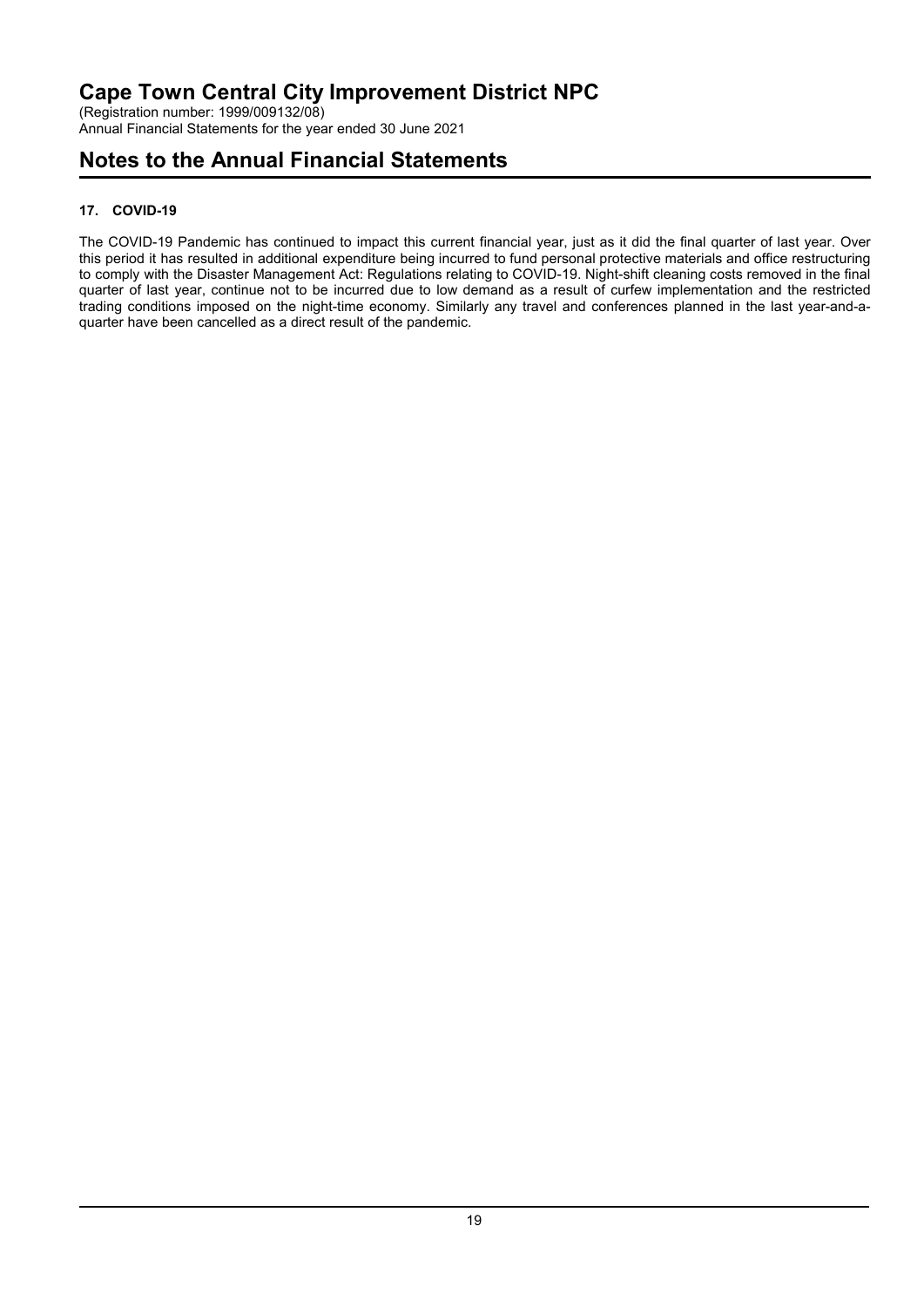# Cape Town Central City Improvement District NPC

(Registration number: 1999/009132/08)
Annual Financial Statements for the year ended 30 June 2021

## Notes to the Annual Financial Statements

### 17. COVID-19

The COVID-19 Pandemic has continued to impact this current financial year, just as it did the final quarter of last year. Over this period it has resulted in additional expenditure being incurred to fund personal protective materials and office restructuring to comply with the Disaster Management Act: Regulations relating to COVID-19. Night-shift cleaning costs removed in the final quarter of last year, continue not to be incurred due to low demand as a result of curfew implementation and the restricted trading conditions imposed on the night-time economy. Similarly any travel and conferences planned in the last year-and-a-quarter have been cancelled as a direct result of the pandemic.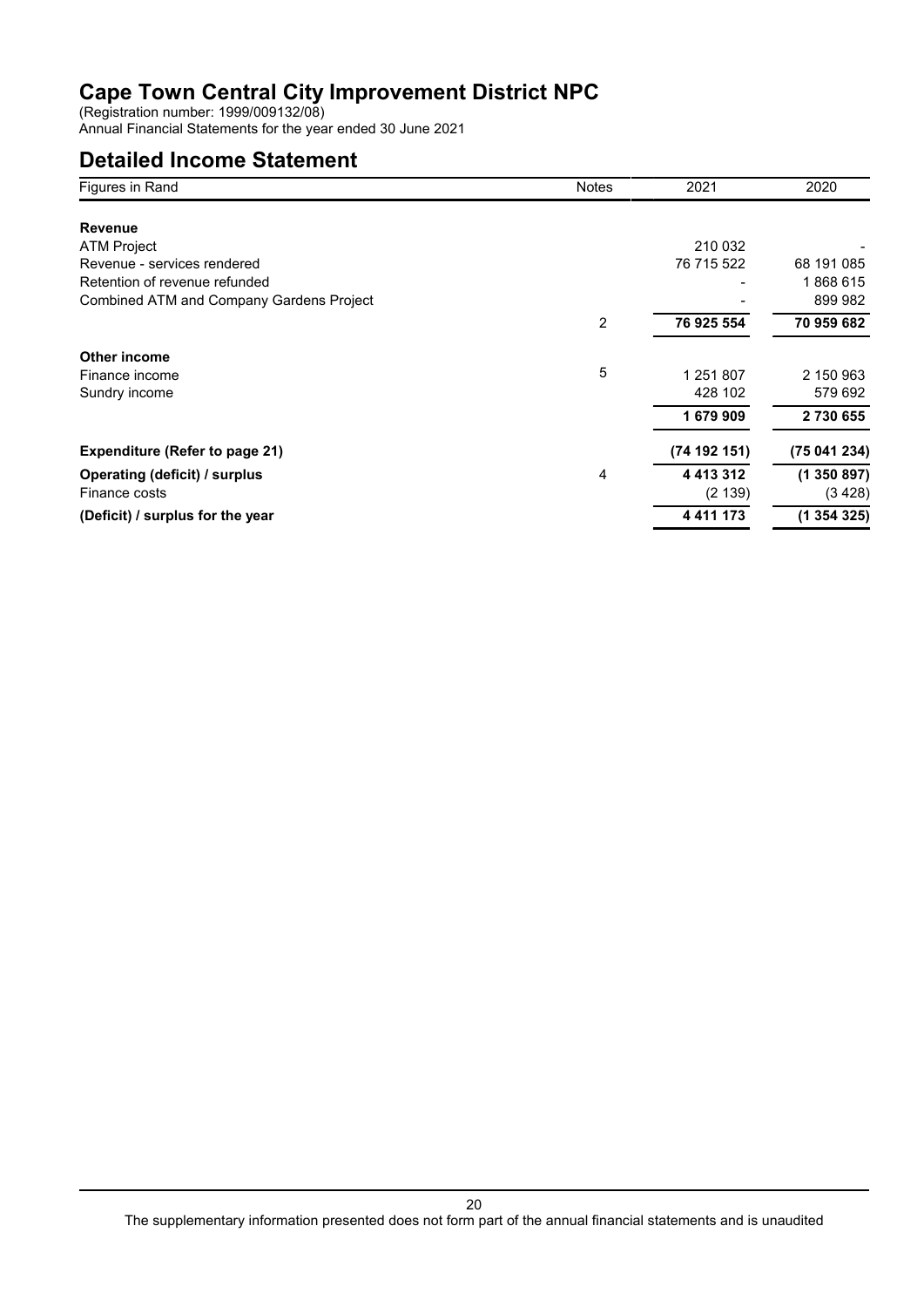# Cape Town Central City Improvement District NPC

(Registration number: 1999/009132/08)
Annual Financial Statements for the year ended 30 June 2021

## Detailed Income Statement

| Figures in Rand | Notes | 2021 | 2020 |
|---|---|---|---|
| **Revenue** | | | |
| ATM Project | | 210 032 | - |
| Revenue - services rendered | | 76 715 522 | 68 191 085 |
| Retention of revenue refunded | | - | 1 868 615 |
| Combined ATM and Company Gardens Project | | - | 899 982 |
| | 2 | **76 925 554** | **70 959 682** |
| **Other income** | | | |
| Finance income | 5 | 1 251 807 | 2 150 963 |
| Sundry income | | 428 102 | 579 692 |
| | | **1 679 909** | **2 730 655** |
| **Expenditure (Refer to page 21)** | | **(74 192 151)** | **(75 041 234)** |
| **Operating (deficit) / surplus** | 4 | **4 413 312** | **(1 350 897)** |
| Finance costs | | (2 139) | (3 428) |
| **(Deficit) / surplus for the year** | | **4 411 173** | **(1 354 325)** |

The supplementary information presented does not form part of the annual financial statements and is unaudited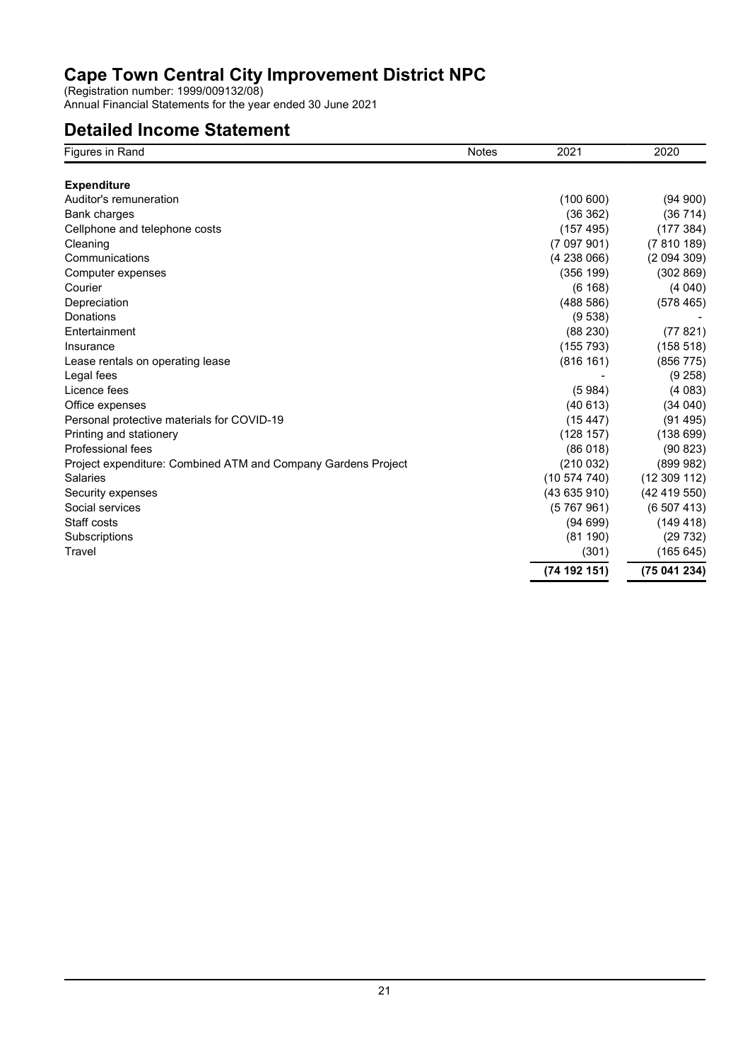# Cape Town Central City Improvement District NPC

(Registration number: 1999/009132/08)
Annual Financial Statements for the year ended 30 June 2021

## Detailed Income Statement

| Figures in Rand | Notes | 2021 | 2020 |
|---|---|---|---|
| **Expenditure** | | | |
| Auditor's remuneration | | (100 600) | (94 900) |
| Bank charges | | (36 362) | (36 714) |
| Cellphone and telephone costs | | (157 495) | (177 384) |
| Cleaning | | (7 097 901) | (7 810 189) |
| Communications | | (4 238 066) | (2 094 309) |
| Computer expenses | | (356 199) | (302 869) |
| Courier | | (6 168) | (4 040) |
| Depreciation | | (488 586) | (578 465) |
| Donations | | (9 538) | - |
| Entertainment | | (88 230) | (77 821) |
| Insurance | | (155 793) | (158 518) |
| Lease rentals on operating lease | | (816 161) | (856 775) |
| Legal fees | | - | (9 258) |
| Licence fees | | (5 984) | (4 083) |
| Office expenses | | (40 613) | (34 040) |
| Personal protective materials for COVID-19 | | (15 447) | (91 495) |
| Printing and stationery | | (128 157) | (138 699) |
| Professional fees | | (86 018) | (90 823) |
| Project expenditure: Combined ATM and Company Gardens Project | | (210 032) | (899 982) |
| Salaries | | (10 574 740) | (12 309 112) |
| Security expenses | | (43 635 910) | (42 419 550) |
| Social services | | (5 767 961) | (6 507 413) |
| Staff costs | | (94 699) | (149 418) |
| Subscriptions | | (81 190) | (29 732) |
| Travel | | (301) | (165 645) |
| | | **(74 192 151)** | **(75 041 234)** |